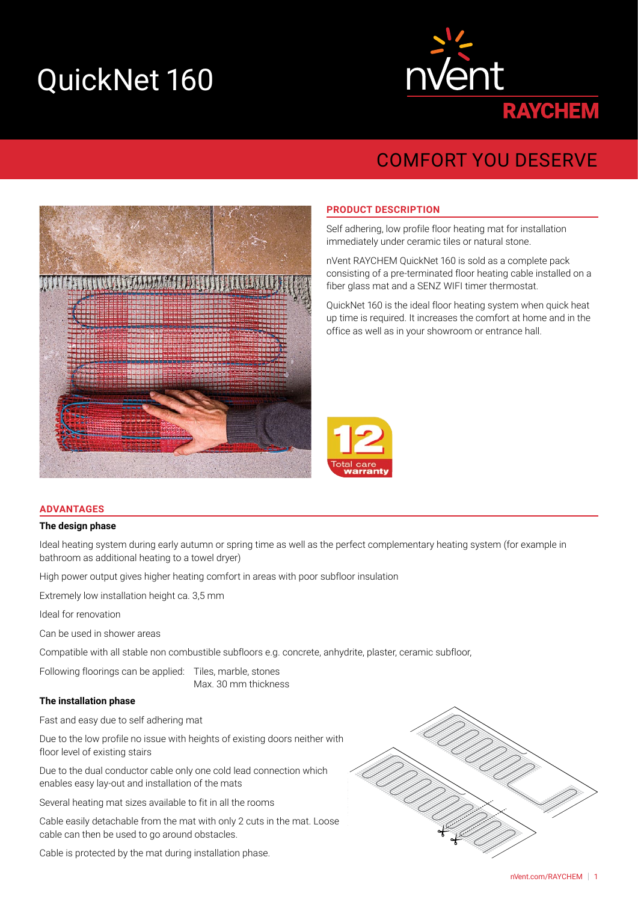# QuickNet 160

nVent RAYCHEM

## COMFORT YOU DESERVE

### PRODUCT DESCRIPTION

Self adhering, low profile floor heating mat for installation immediately under ceramic tiles or natural stone.

nVent RAYCHEM QuickNet 160 is sold as a complete pack consisting of a pre-terminated floor heating cable installed on a fiber glass mat and a SENZ WIFI timer thermostat.

QuickNet 160 is the ideal floor heating system when quick heat up time is required. It increases the comfort at home and in the office as well as in your showroom or entrance hall.

12 Total care warranty

### ADVANTAGES

**The design phase**

Ideal heating system during early autumn or spring time as well as the perfect complementary heating system (for example in bathroom as additional heating to a towel dryer)

High power output gives higher heating comfort in areas with poor subfloor insulation

Extremely low installation height ca. 3,5 mm

Ideal for renovation

Can be used in shower areas

Compatible with all stable non combustible subfloors e.g. concrete, anhydrite, plaster, ceramic subfloor,

Following floorings can be applied: Tiles, marble, stones
Max. 30 mm thickness

**The installation phase**

Fast and easy due to self adhering mat

Due to the low profile no issue with heights of existing doors neither with floor level of existing stairs

Due to the dual conductor cable only one cold lead connection which enables easy lay-out and installation of the mats

Several heating mat sizes available to fit in all the rooms

Cable easily detachable from the mat with only 2 cuts in the mat. Loose cable can then be used to go around obstacles.

Cable is protected by the mat during installation phase.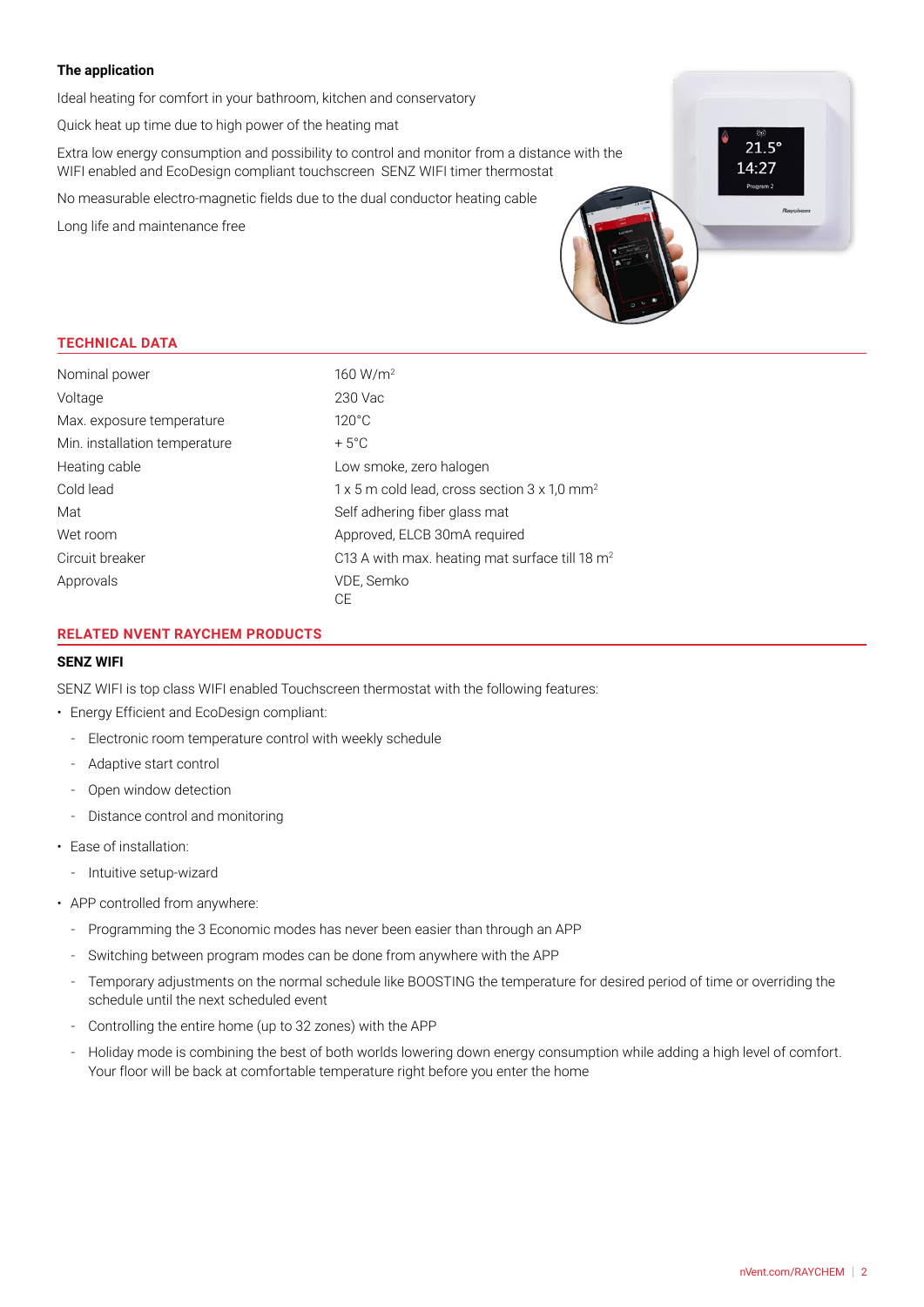**The application**

Ideal heating for comfort in your bathroom, kitchen and conservatory

Quick heat up time due to high power of the heating mat

Extra low energy consumption and possibility to control and monitor from a distance with the WIFI enabled and EcoDesign compliant touchscreen SENZ WIFI timer thermostat

No measurable electro-magnetic fields due to the dual conductor heating cable

Long life and maintenance free

## TECHNICAL DATA

| | |
|---|---|
| Nominal power | 160 W/m$^2$ |
| Voltage | 230 Vac |
| Max. exposure temperature | 120°C |
| Min. installation temperature | + 5°C |
| Heating cable | Low smoke, zero halogen |
| Cold lead | 1 x 5 m cold lead, cross section 3 x 1,0 mm$^2$ |
| Mat | Self adhering fiber glass mat |
| Wet room | Approved, ELCB 30mA required |
| Circuit breaker | C13 A with max. heating mat surface till 18 m$^2$ |
| Approvals | VDE, Semko<br>CE |

## RELATED NVENT RAYCHEM PRODUCTS

### SENZ WIFI

SENZ WIFI is top class WIFI enabled Touchscreen thermostat with the following features:

- Energy Efficient and EcoDesign compliant:
  - Electronic room temperature control with weekly schedule
  - Adaptive start control
  - Open window detection
  - Distance control and monitoring
- Ease of installation:
  - Intuitive setup-wizard
- APP controlled from anywhere:
  - Programming the 3 Economic modes has never been easier than through an APP
  - Switching between program modes can be done from anywhere with the APP
  - Temporary adjustments on the normal schedule like BOOSTING the temperature for desired period of time or overriding the schedule until the next scheduled event
  - Controlling the entire home (up to 32 zones) with the APP
  - Holiday mode is combining the best of both worlds lowering down energy consumption while adding a high level of comfort. Your floor will be back at comfortable temperature right before you enter the home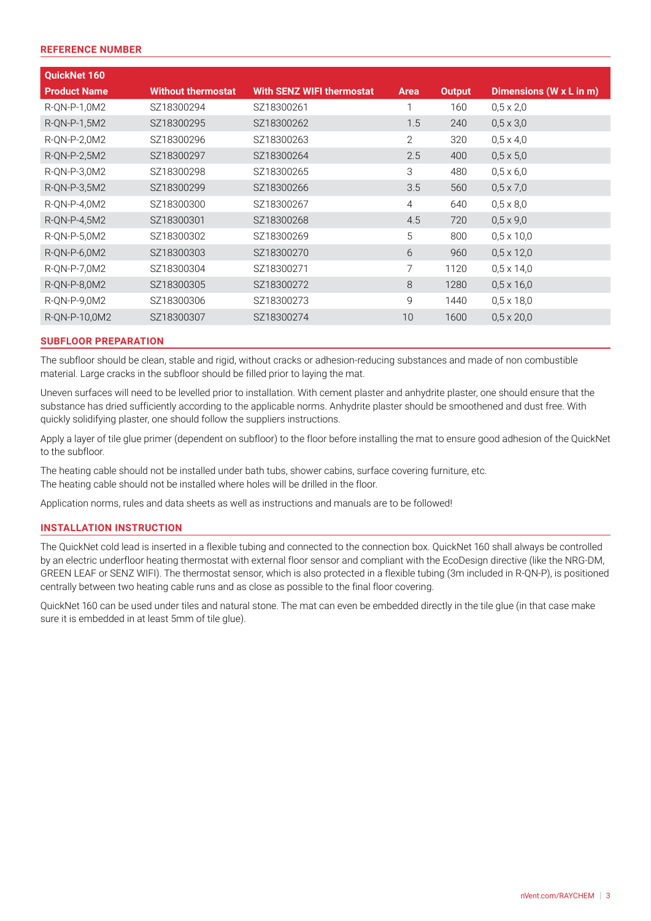## REFERENCE NUMBER

| QuickNet 160 | | | | | |
|---|---|---|---|---|---|
| **Product Name** | **Without thermostat** | **With SENZ WIFI thermostat** | **Area** | **Output** | **Dimensions (W x L in m)** |
| R-QN-P-1,0M2 | SZ18300294 | SZ18300261 | 1 | 160 | 0,5 x 2,0 |
| R-QN-P-1,5M2 | SZ18300295 | SZ18300262 | 1.5 | 240 | 0,5 x 3,0 |
| R-QN-P-2,0M2 | SZ18300296 | SZ18300263 | 2 | 320 | 0,5 x 4,0 |
| R-QN-P-2,5M2 | SZ18300297 | SZ18300264 | 2.5 | 400 | 0,5 x 5,0 |
| R-QN-P-3,0M2 | SZ18300298 | SZ18300265 | 3 | 480 | 0,5 x 6,0 |
| R-QN-P-3,5M2 | SZ18300299 | SZ18300266 | 3.5 | 560 | 0,5 x 7,0 |
| R-QN-P-4,0M2 | SZ18300300 | SZ18300267 | 4 | 640 | 0,5 x 8,0 |
| R-QN-P-4,5M2 | SZ18300301 | SZ18300268 | 4.5 | 720 | 0,5 x 9,0 |
| R-QN-P-5,0M2 | SZ18300302 | SZ18300269 | 5 | 800 | 0,5 x 10,0 |
| R-QN-P-6,0M2 | SZ18300303 | SZ18300270 | 6 | 960 | 0,5 x 12,0 |
| R-QN-P-7,0M2 | SZ18300304 | SZ18300271 | 7 | 1120 | 0,5 x 14,0 |
| R-QN-P-8,0M2 | SZ18300305 | SZ18300272 | 8 | 1280 | 0,5 x 16,0 |
| R-QN-P-9,0M2 | SZ18300306 | SZ18300273 | 9 | 1440 | 0,5 x 18,0 |
| R-QN-P-10,0M2 | SZ18300307 | SZ18300274 | 10 | 1600 | 0,5 x 20,0 |

## SUBFLOOR PREPARATION

The subfloor should be clean, stable and rigid, without cracks or adhesion-reducing substances and made of non combustible material. Large cracks in the subfloor should be filled prior to laying the mat.

Uneven surfaces will need to be levelled prior to installation. With cement plaster and anhydrite plaster, one should ensure that the substance has dried sufficiently according to the applicable norms. Anhydrite plaster should be smoothened and dust free. With quickly solidifying plaster, one should follow the suppliers instructions.

Apply a layer of tile glue primer (dependent on subfloor) to the floor before installing the mat to ensure good adhesion of the QuickNet to the subfloor.

The heating cable should not be installed under bath tubs, shower cabins, surface covering furniture, etc.
The heating cable should not be installed where holes will be drilled in the floor.

Application norms, rules and data sheets as well as instructions and manuals are to be followed!

## INSTALLATION INSTRUCTION

The QuickNet cold lead is inserted in a flexible tubing and connected to the connection box. QuickNet 160 shall always be controlled by an electric underfloor heating thermostat with external floor sensor and compliant with the EcoDesign directive (like the NRG-DM, GREEN LEAF or SENZ WIFI). The thermostat sensor, which is also protected in a flexible tubing (3m included in R-QN-P), is positioned centrally between two heating cable runs and as close as possible to the final floor covering.

QuickNet 160 can be used under tiles and natural stone. The mat can even be embedded directly in the tile glue (in that case make sure it is embedded in at least 5mm of tile glue).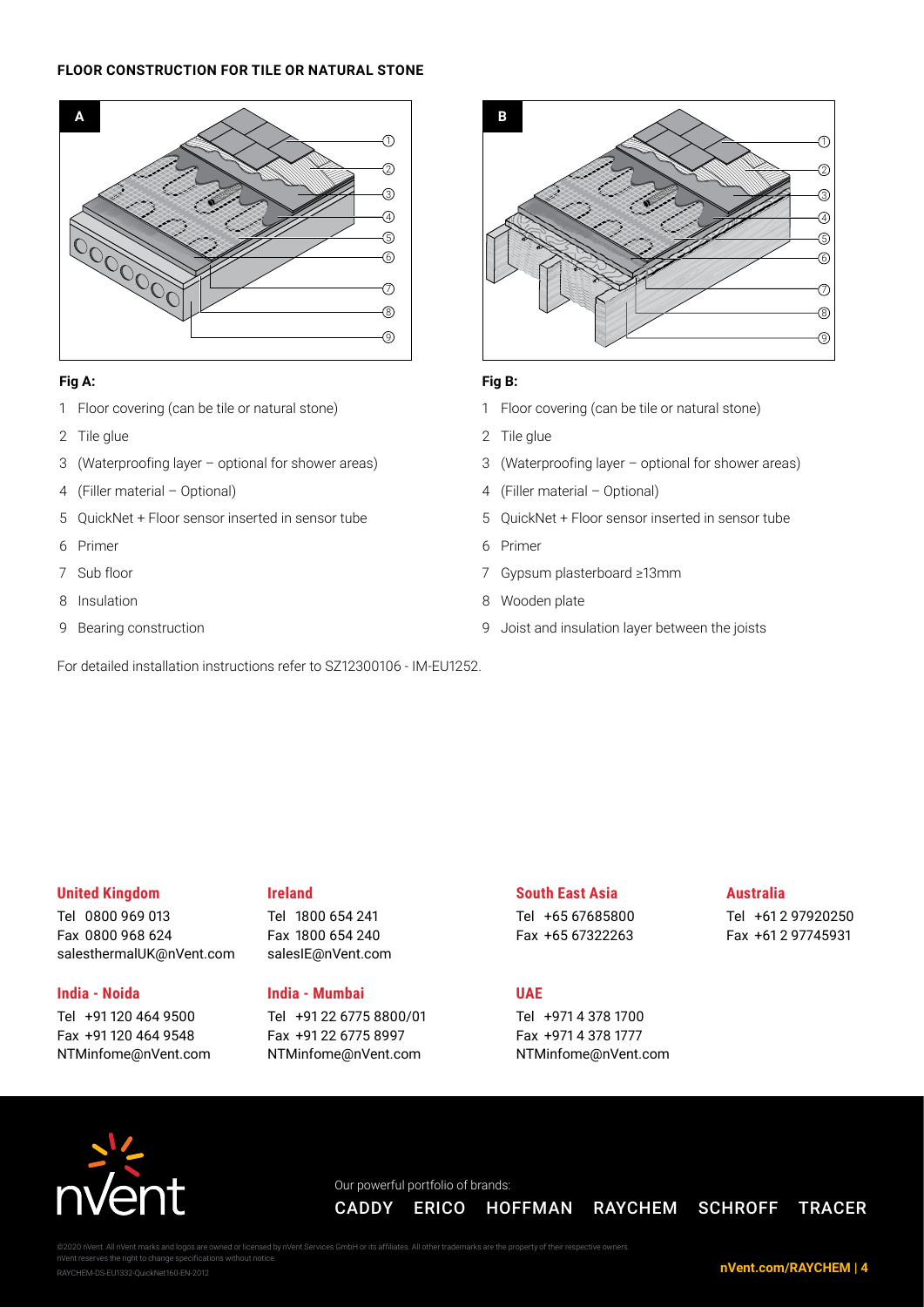## FLOOR CONSTRUCTION FOR TILE OR NATURAL STONE

A

B

**Fig A:**

1. Floor covering (can be tile or natural stone)
2. Tile glue
3. (Waterproofing layer – optional for shower areas)
4. (Filler material – Optional)
5. QuickNet + Floor sensor inserted in sensor tube
6. Primer
7. Sub floor
8. Insulation
9. Bearing construction

**Fig B:**

1. Floor covering (can be tile or natural stone)
2. Tile glue
3. (Waterproofing layer – optional for shower areas)
4. (Filler material – Optional)
5. QuickNet + Floor sensor inserted in sensor tube
6. Primer
7. Gypsum plasterboard ≥13mm
8. Wooden plate
9. Joist and insulation layer between the joists

For detailed installation instructions refer to SZ12300106 - IM-EU1252.

**United Kingdom**
Tel 0800 969 013
Fax 0800 968 624
salesthermalUK@nVent.com

**Ireland**
Tel 1800 654 241
Fax 1800 654 240
salesIE@nVent.com

**South East Asia**
Tel +65 67685800
Fax +65 67322263

**Australia**
Tel +61 2 97920250
Fax +61 2 97745931

**India - Noida**
Tel +91 120 464 9500
Fax +91 120 464 9548
NTMinfome@nVent.com

**India - Mumbai**
Tel +91 22 6775 8800/01
Fax +91 22 6775 8997
NTMinfome@nVent.com

**UAE**
Tel +971 4 378 1700
Fax +971 4 378 1777
NTMinfome@nVent.com

nVent

Our powerful portfolio of brands:
CADDY ERICO HOFFMAN RAYCHEM SCHROFF TRACER

©2020 nVent. All nVent marks and logos are owned or licensed by nVent Services GmbH or its affiliates. All other trademarks are the property of their respective owners.
nVent reserves the right to change specifications without notice.
RAYCHEM-DS-EU1332-QuickNet160-EN-2012

nVent.com/RAYCHEM